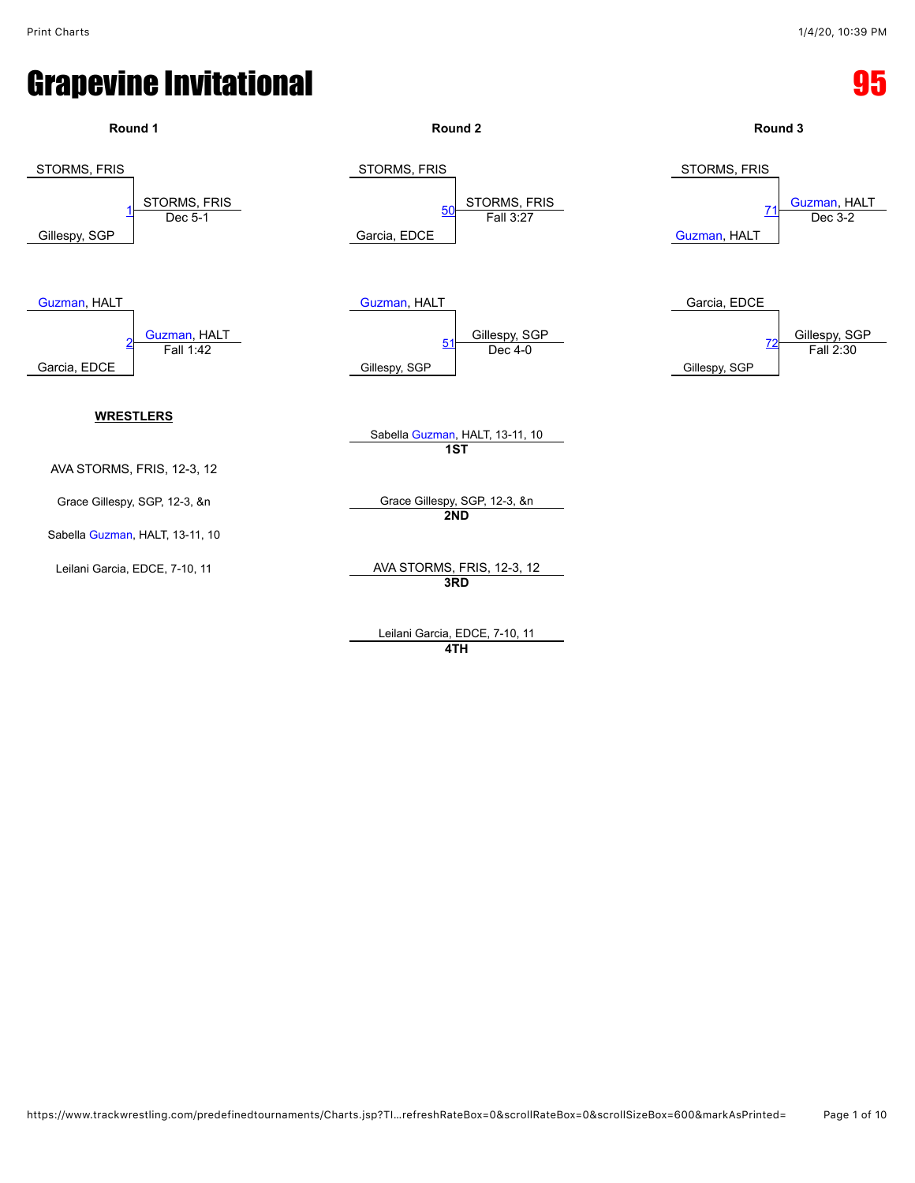# Grapevine Invitational

**95**

### Round 1

STORMS, FRIS
Gillespy, SGP
1 — STORMS, FRIS — Dec 5-1

Guzman, HALT
Garcia, EDCE
2 — Guzman, HALT — Fall 1:42

### Round 2

STORMS, FRIS
Garcia, EDCE
50 — STORMS, FRIS — Fall 3:27

Guzman, HALT
Gillespy, SGP
51 — Gillespy, SGP — Dec 4-0

### Round 3

STORMS, FRIS
Guzman, HALT
71 — Guzman, HALT — Dec 3-2

Garcia, EDCE
Gillespy, SGP
72 — Gillespy, SGP — Fall 2:30

**WRESTLERS**

AVA STORMS, FRIS, 12-3, 12

Grace Gillespy, SGP, 12-3, &n

Sabella Guzman, HALT, 13-11, 10

Leilani Garcia, EDCE, 7-10, 11

Sabella Guzman, HALT, 13-11, 10
**1ST**

Grace Gillespy, SGP, 12-3, &n
**2ND**

AVA STORMS, FRIS, 12-3, 12
**3RD**

Leilani Garcia, EDCE, 7-10, 11
**4TH**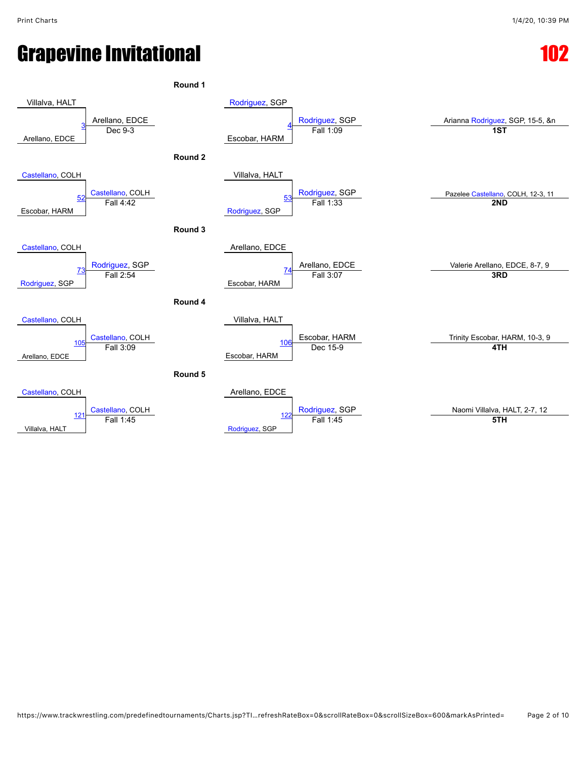# Grapevine Invitational

## 102

### Round 1

| Bout | Wrestler 1 | Wrestler 2 | Winner | Result |
|---|---|---|---|---|
| 3 | Villalva, HALT | Arellano, EDCE | Arellano, EDCE | Dec 9-3 |
| 4 | Rodriguez, SGP | Escobar, HARM | Rodriguez, SGP | Fall 1:09 |

### Round 2

| Bout | Wrestler 1 | Wrestler 2 | Winner | Result |
|---|---|---|---|---|
| 52 | Castellano, COLH | Escobar, HARM | Castellano, COLH | Fall 4:42 |
| 53 | Villalva, HALT | Rodriguez, SGP | Rodriguez, SGP | Fall 1:33 |

### Round 3

| Bout | Wrestler 1 | Wrestler 2 | Winner | Result |
|---|---|---|---|---|
| 73 | Castellano, COLH | Rodriguez, SGP | Rodriguez, SGP | Fall 2:54 |
| 74 | Arellano, EDCE | Escobar, HARM | Arellano, EDCE | Fall 3:07 |

### Round 4

| Bout | Wrestler 1 | Wrestler 2 | Winner | Result |
|---|---|---|---|---|
| 105 | Castellano, COLH | Arellano, EDCE | Castellano, COLH | Fall 3:09 |
| 106 | Villalva, HALT | Escobar, HARM | Escobar, HARM | Dec 15-9 |

### Round 5

| Bout | Wrestler 1 | Wrestler 2 | Winner | Result |
|---|---|---|---|---|
| 121 | Castellano, COLH | Villalva, HALT | Castellano, COLH | Fall 1:45 |
| 122 | Arellano, EDCE | Rodriguez, SGP | Rodriguez, SGP | Fall 1:45 |

### Placings

| Place | Wrestler |
|---|---|
| **1ST** | Arianna Rodriguez, SGP, 15-5, &n |
| **2ND** | Pazelee Castellano, COLH, 12-3, 11 |
| **3RD** | Valerie Arellano, EDCE, 8-7, 9 |
| **4TH** | Trinity Escobar, HARM, 10-3, 9 |
| **5TH** | Naomi Villalva, HALT, 2-7, 12 |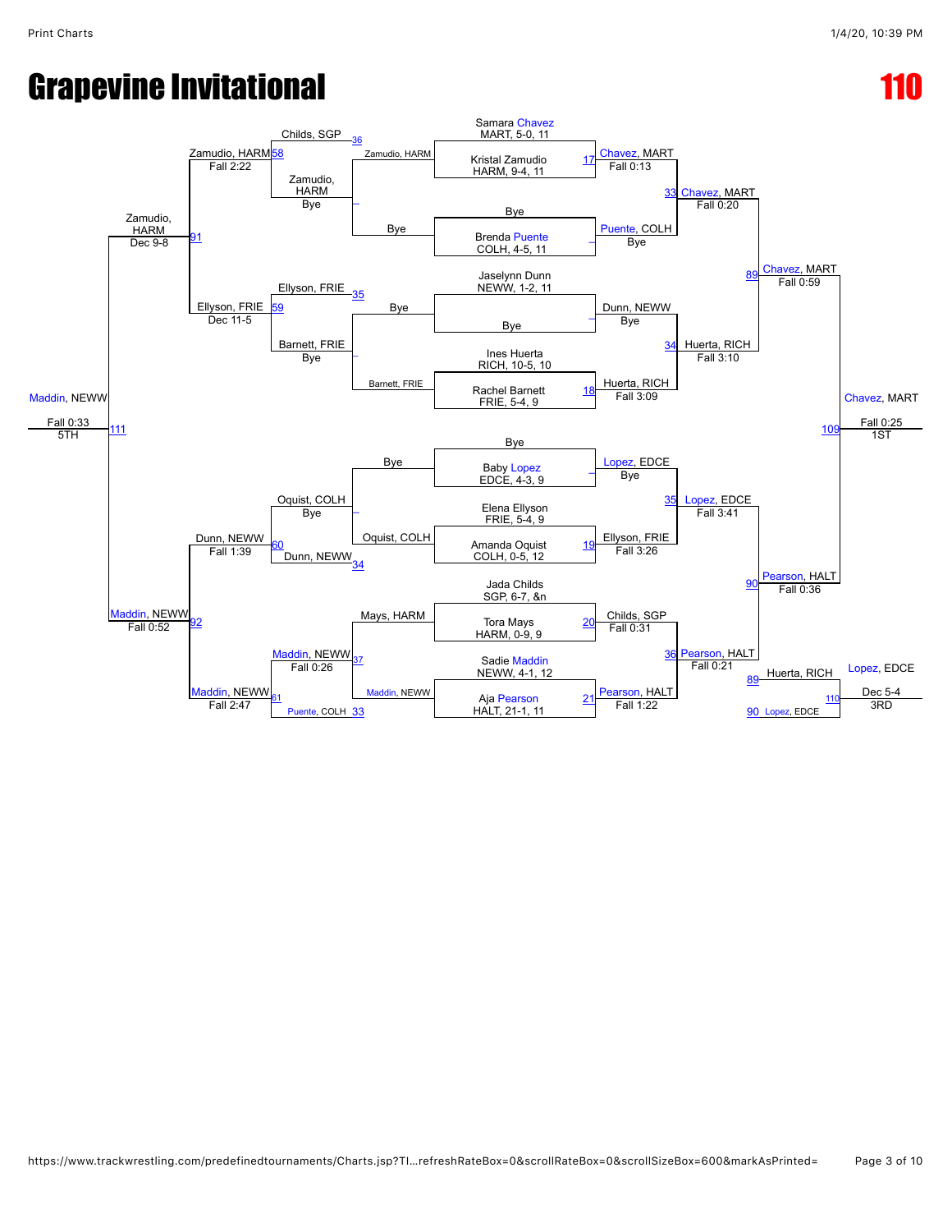# Grapevine Invitational

# 110

## Championship Bracket

**Seeds / Entrants:**

- Samara Chavez, MART, 5-0, 11
- Kristal Zamudio, HARM, 9-4, 11
- Bye
- Brenda Puente, COLH, 4-5, 11
- Jaselynn Dunn, NEWW, 1-2, 11
- Bye
- Ines Huerta, RICH, 10-5, 10
- Rachel Barnett, FRIE, 5-4, 9
- Bye
- Baby Lopez, EDCE, 4-3, 9
- Elena Ellyson, FRIE, 5-4, 9
- Amanda Oquist, COLH, 0-5, 12
- Jada Childs, SGP, 6-7, &n
- Tora Mays, HARM, 0-9, 9
- Sadie Maddin, NEWW, 4-1, 12
- Aja Pearson, HALT, 21-1, 11

**First Round:**

- 17 Chavez, MART — Fall 0:13
- – Puente, COLH — Bye
- – Dunn, NEWW — Bye
- 18 Huerta, RICH — Fall 3:09
- – Lopez, EDCE — Bye
- 19 Ellyson, FRIE — Fall 3:26
- 20 Childs, SGP — Fall 0:31
- 21 Pearson, HALT — Fall 1:22

**Quarterfinals:**

- 33 Chavez, MART — Fall 0:20
- 34 Huerta, RICH — Fall 3:10
- 35 Lopez, EDCE — Fall 3:41
- 36 Pearson, HALT — Fall 0:21

**Semifinals:**

- 89 Chavez, MART — Fall 0:59
- 90 Pearson, HALT — Fall 0:36

**Final:**

- 109 Chavez, MART — Fall 0:25 — 1ST

## Consolation Bracket

**Consolation Round 1 (losers):**

- Zamudio, HARM vs. Bye → – Zamudio, HARM
- Bye vs. Barnett, FRIE → – Barnett, FRIE
- Bye vs. Oquist, COLH → – Oquist, COLH
- Mays, HARM vs. Maddin, NEWW → 37 Maddin, NEWW — Fall 0:26

**Consolation Round 2:**

- 36 Childs, SGP vs. Zamudio, HARM → 58 Zamudio, HARM — Fall 2:22
- 35 Ellyson, FRIE vs. Barnett, FRIE → 59 Ellyson, FRIE — Dec 11-5
- Oquist, COLH vs. 34 Dunn, NEWW → 60 Dunn, NEWW — Fall 1:39
- Maddin, NEWW vs. 33 Puente, COLH → 61 Maddin, NEWW — Fall 2:47

**Consolation Round 3:**

- 91 Zamudio, HARM — Dec 9-8
- 92 Maddin, NEWW — Fall 0:52

**5th Place:**

- 111 Maddin, NEWW — Fall 0:33 — 5TH

**3rd Place:**

- 89 Huerta, RICH vs. 90 Lopez, EDCE → 110 Lopez, EDCE — Dec 5-4 — 3RD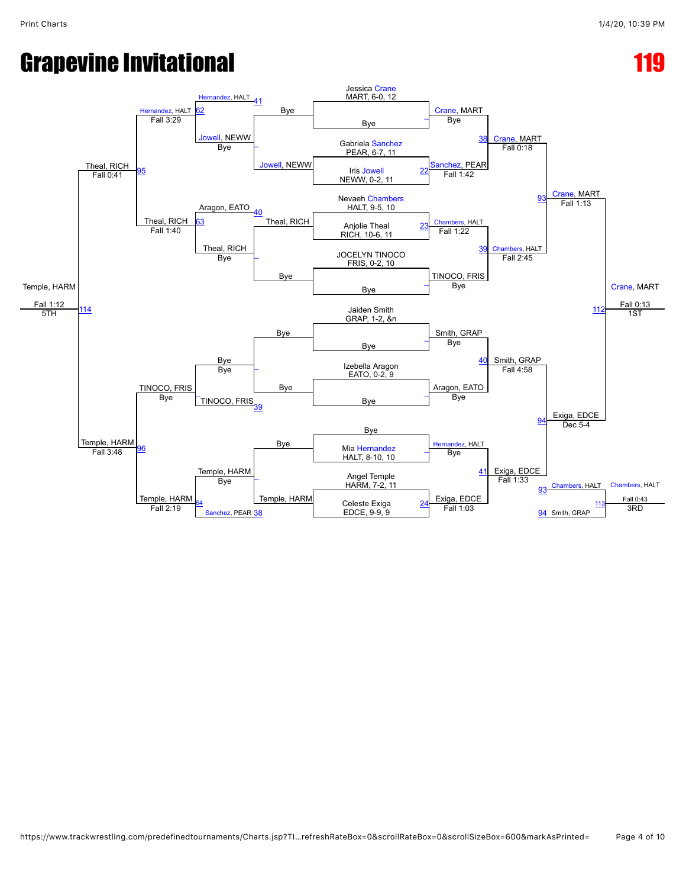# Grapevine Invitational

# 119

## Championship Bracket

**First round:**
- Jessica Crane, MART, 6-0, 12 vs Bye — Crane, MART (Bye)
- Gabriela Sanchez, PEAR, 6-7, 11 vs Iris Jowell, NEWW, 0-2, 11 — Sanchez, PEAR (22, Fall 1:42)
- Nevaeh Chambers, HALT, 9-5, 10 vs Anjolie Theal, RICH, 10-6, 11 — Chambers, HALT (23, Fall 1:22)
- JOCELYN TINOCO, FRIS, 0-2, 10 vs Bye — TINOCO, FRIS (Bye)
- Jaiden Smith, GRAP, 1-2, &n vs Bye — Smith, GRAP (Bye)
- Izebella Aragon, EATO, 0-2, 9 vs Bye — Aragon, EATO (Bye)
- Bye vs Mia Hernandez, HALT, 8-10, 10 — Hernandez, HALT (Bye)
- Angel Temple, HARM, 7-2, 11 vs Celeste Exiga, EDCE, 9-9, 9 — Exiga, EDCE (24, Fall 1:03)

**Quarterfinals:**
- Crane, MART vs Sanchez, PEAR — Crane, MART (38, Fall 0:18)
- Chambers, HALT vs TINOCO, FRIS — Chambers, HALT (39, Fall 2:45)
- Smith, GRAP vs Aragon, EATO — Smith, GRAP (40, Fall 4:58)
- Hernandez, HALT vs Exiga, EDCE — Exiga, EDCE (41, Fall 1:33)

**Semifinals:**
- Crane, MART vs Chambers, HALT — Crane, MART (93, Fall 1:13)
- Smith, GRAP vs Exiga, EDCE — Exiga, EDCE (94, Dec 5-4)

**Final (112):** Crane, MART — Fall 0:13 — 1ST

## Consolation Bracket

- Bye vs Jowell, NEWW — Jowell, NEWW
- Theal, RICH vs Bye — Theal, RICH
- Bye vs Bye — Bye
- Bye vs Temple, HARM — Temple, HARM
- Hernandez, HALT (41) vs Jowell, NEWW — Jowell, NEWW (Bye)
- Aragon, EATO (40) vs Theal, RICH — Theal, RICH (Bye)
- Bye vs TINOCO, FRIS (39) — Bye
- Temple, HARM vs Sanchez, PEAR (38) — Temple, HARM (Bye)
- Hernandez, HALT (62) vs Jowell, NEWW — Hernandez, HALT (Fall 3:29)
- Aragon, EATO / Theal, RICH (63) — Theal, RICH (Fall 1:40)
- TINOCO, FRIS — TINOCO, FRIS (Bye)
- Temple, HARM (64) — Temple, HARM (Fall 2:19)
- Hernandez, HALT vs Theal, RICH (95) — Theal, RICH (Fall 0:41)
- TINOCO, FRIS vs Temple, HARM (96) — Temple, HARM (Fall 3:48)
- Theal, RICH vs Temple, HARM (114) — Temple, HARM — Fall 1:12 — 5TH

**3rd Place (113):** Chambers, HALT (93) vs Smith, GRAP (94) — Chambers, HALT — Fall 0:43 — 3RD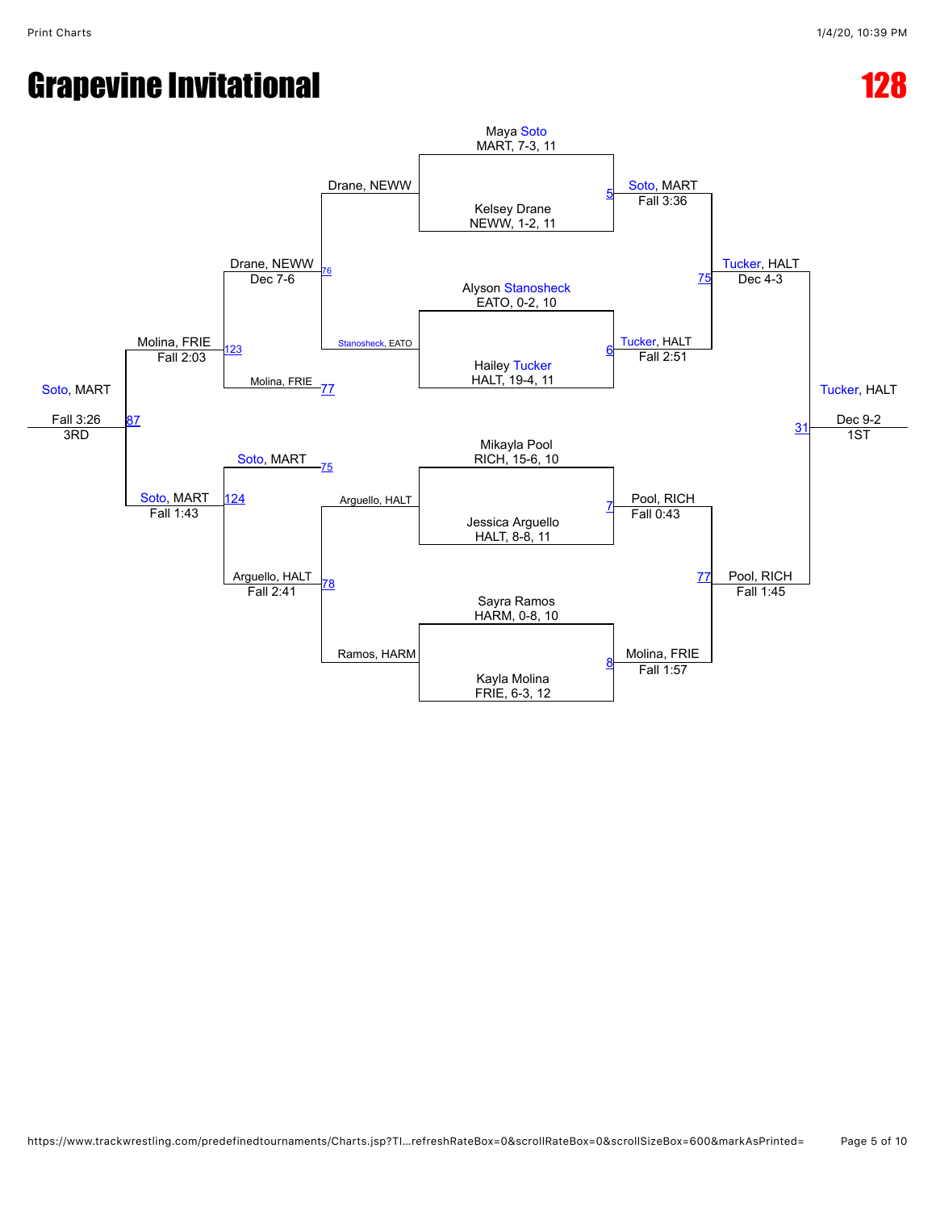# Grapevine Invitational

# 128

**Championship Bracket**

| Bout | Wrestler 1 | Wrestler 2 | Winner | Result |
|---|---|---|---|---|
| 5 | Maya Soto, MART, 7-3, 11 | Kelsey Drane, NEWW, 1-2, 11 | Soto, MART | Fall 3:36 |
| 6 | Alyson Stanosheck, EATO, 0-2, 10 | Hailey Tucker, HALT, 19-4, 11 | Tucker, HALT | Fall 2:51 |
| 7 | Mikayla Pool, RICH, 15-6, 10 | Jessica Arguello, HALT, 8-8, 11 | Pool, RICH | Fall 0:43 |
| 8 | Sayra Ramos, HARM, 0-8, 10 | Kayla Molina, FRIE, 6-3, 12 | Molina, FRIE | Fall 1:57 |
| 75 | Soto, MART | Tucker, HALT | Tucker, HALT | Dec 4-3 |
| 77 | Pool, RICH | Molina, FRIE | Pool, RICH | Fall 1:45 |
| 31 | Tucker, HALT | Pool, RICH | Tucker, HALT (1ST) | Dec 9-2 |

**Consolation Bracket**

| Bout | Wrestler 1 | Wrestler 2 | Winner | Result |
|---|---|---|---|---|
| 76 | Drane, NEWW | Stanosheck, EATO | Drane, NEWW | Dec 7-6 |
| 78 | Arguello, HALT | Ramos, HARM | Arguello, HALT | Fall 2:41 |
| 123 | Drane, NEWW | Molina, FRIE | Molina, FRIE | Fall 2:03 |
| 124 | Soto, MART | Arguello, HALT | Soto, MART | Fall 1:43 |
| 87 | Molina, FRIE | Soto, MART | Soto, MART (3RD) | Fall 3:26 |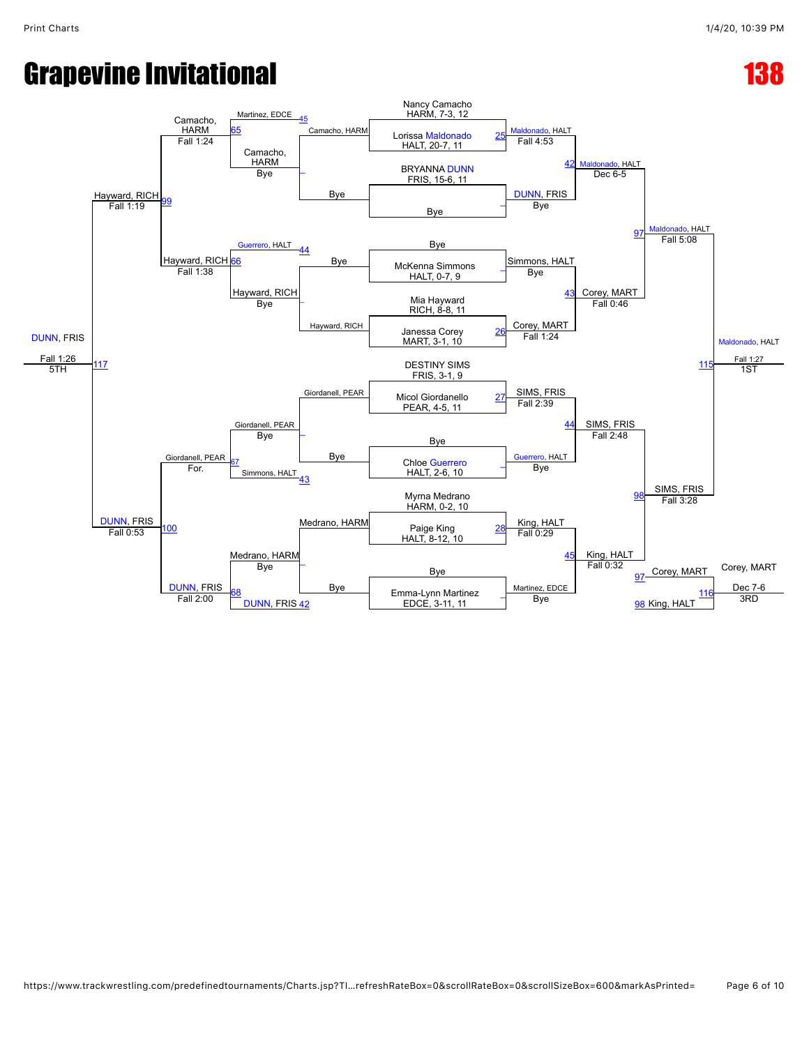# Grapevine Invitational

# 138

## Championship Bracket

**Nancy Camacho** HARM, 7-3, 12 vs **Lorissa Maldonado** HALT, 20-7, 11 — Match 25: Maldonado, HALT, Fall 4:53

**BRYANNA DUNN** FRIS, 15-6, 11 vs Bye — DUNN, FRIS, Bye

**Bye** vs **McKenna Simmons** HALT, 0-7, 9 — Simmons, HALT, Bye

**Mia Hayward** RICH, 8-8, 11 vs **Janessa Corey** MART, 3-1, 10 — Match 26: Corey, MART, Fall 1:24

**DESTINY SIMS** FRIS, 3-1, 9 vs **Micol Giordanello** PEAR, 4-5, 11 — Match 27: SIMS, FRIS, Fall 2:39

**Bye** vs **Chloe Guerrero** HALT, 2-6, 10 — Guerrero, HALT, Bye

**Myrna Medrano** HARM, 0-2, 10 vs **Paige King** HALT, 8-12, 10 — Match 28: King, HALT, Fall 0:29

**Bye** vs **Emma-Lynn Martinez** EDCE, 3-11, 11 — Martinez, EDCE, Bye

Match 42: Maldonado, HALT, Dec 6-5

Match 43: Corey, MART, Fall 0:46

Match 44: SIMS, FRIS, Fall 2:48

Match 45: King, HALT, Fall 0:32

Match 97: Maldonado, HALT, Fall 5:08

Match 98: SIMS, FRIS, Fall 3:28

Match 115: Maldonado, HALT, Fall 1:27 — 1ST

## Consolation Bracket

Camacho, HARM vs Bye — Camacho, HARM, Bye

Camacho, HARM vs Martinez, EDCE (45) — Match 65: Camacho, HARM, Fall 1:24

Hayward, RICH vs Bye — Hayward, RICH, Bye

Hayward, RICH vs Guerrero, HALT (44) — Match 66: Hayward, RICH, Fall 1:38

Giordanell, PEAR vs Bye — Giordanell, PEAR, Bye

Giordanell, PEAR vs Simmons, HALT (43) — Match 67: Giordanell, PEAR, For.

Medrano, HARM vs Bye — Medrano, HARM, Bye

Medrano, HARM vs DUNN, FRIS (42) — Match 68: DUNN, FRIS, Fall 2:00

Match 99: Hayward, RICH, Fall 1:19

Match 100: DUNN, FRIS, Fall 0:53

Match 117: DUNN, FRIS, Fall 1:26 — 5TH

Match 116: Corey, MART (97) vs King, HALT (98) — Corey, MART, Dec 7-6 — 3RD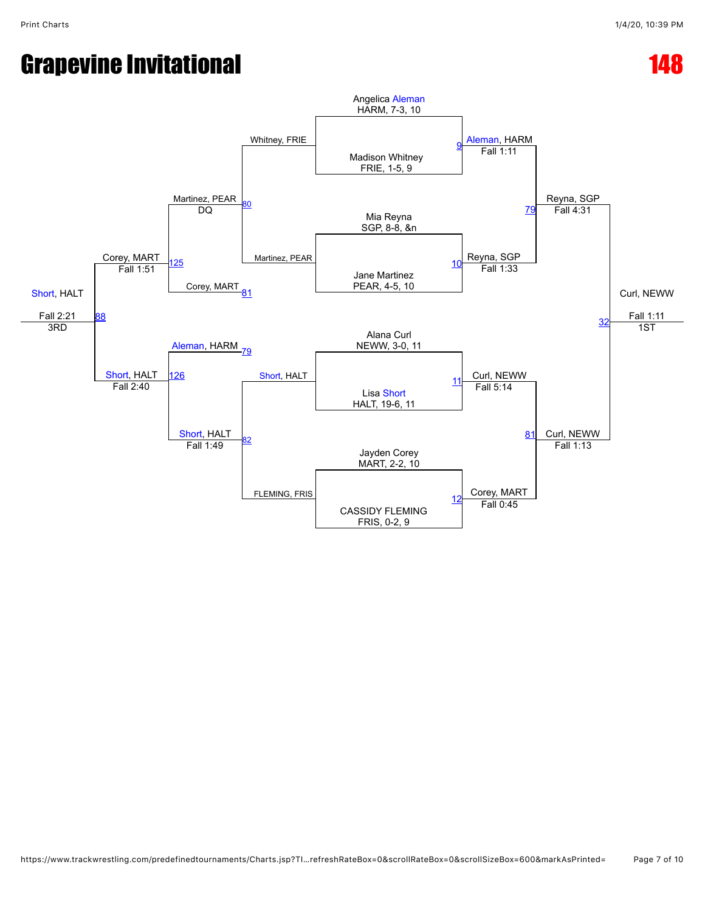# Grapevine Invitational

# 148

## Championship Bracket

| Match | Wrestler 1 | Wrestler 2 | Winner | Result |
|---|---|---|---|---|
| 9 | Angelica Aleman, HARM, 7-3, 10 | Madison Whitney, FRIE, 1-5, 9 | Aleman, HARM | Fall 1:11 |
| 10 | Mia Reyna, SGP, 8-8, &n | Jane Martinez, PEAR, 4-5, 10 | Reyna, SGP | Fall 1:33 |
| 11 | Alana Curl, NEWW, 3-0, 11 | Lisa Short, HALT, 19-6, 11 | Curl, NEWW | Fall 5:14 |
| 12 | Jayden Corey, MART, 2-2, 10 | CASSIDY FLEMING, FRIS, 0-2, 9 | Corey, MART | Fall 0:45 |
| 79 | Aleman, HARM | Reyna, SGP | Reyna, SGP | Fall 4:31 |
| 81 | Curl, NEWW | Corey, MART | Curl, NEWW | Fall 1:13 |
| 32 | Reyna, SGP | Curl, NEWW | Curl, NEWW | Fall 1:11 (1ST) |

## Consolation Bracket

| Match | Wrestler 1 | Wrestler 2 | Winner | Result |
|---|---|---|---|---|
| 80 | Whitney, FRIE | Martinez, PEAR | Martinez, PEAR | DQ |
| 82 | Short, HALT | FLEMING, FRIS | Short, HALT | Fall 1:49 |
| 125 | Martinez, PEAR | Corey, MART | Corey, MART | Fall 1:51 |
| 126 | Aleman, HARM | Short, HALT | Short, HALT | Fall 2:40 |
| 88 | Corey, MART | Short, HALT | Short, HALT | Fall 2:21 (3RD) |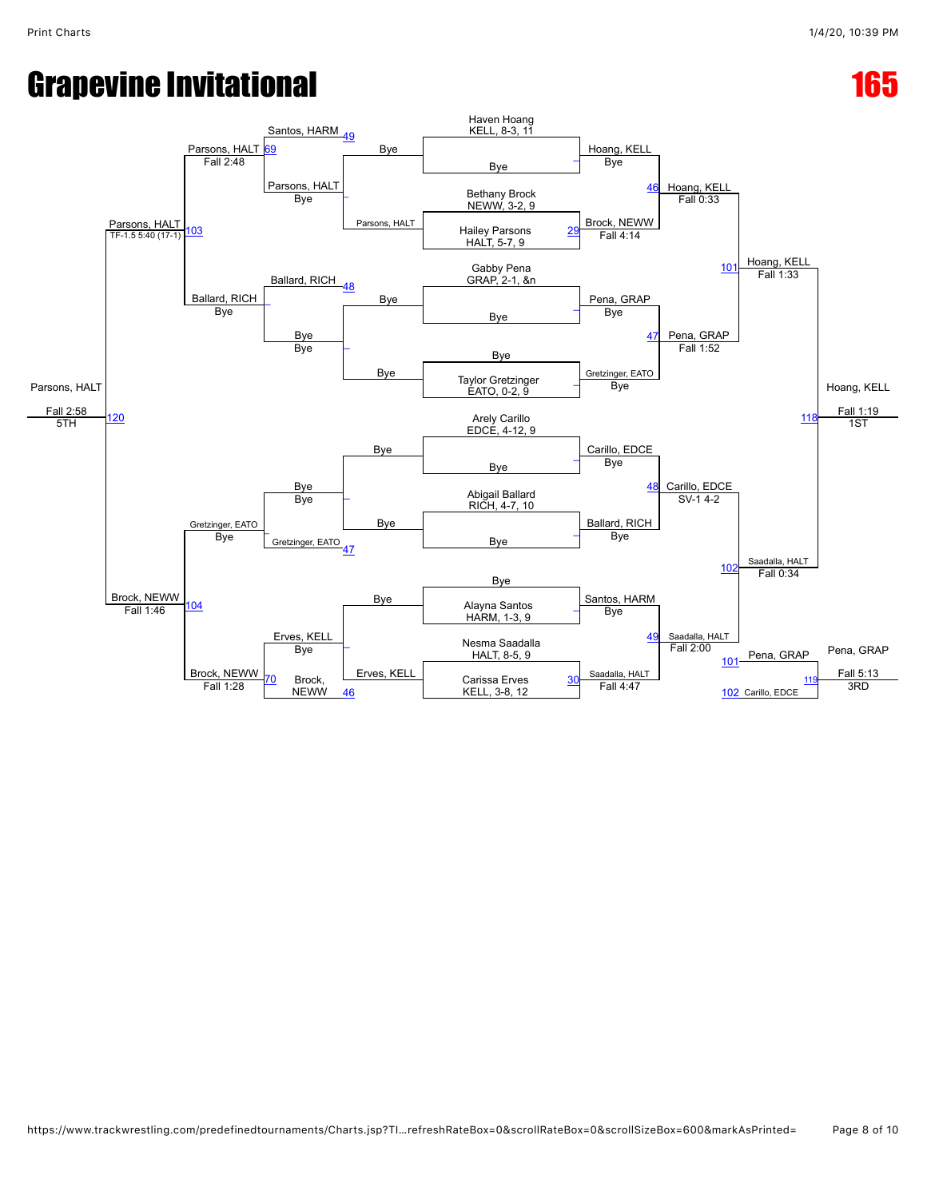# Grapevine Invitational

# 165

**Championship Bracket**

Seeds / Entries:
- Haven Hoang, KELL, 8-3, 11
- Bethany Brock, NEWW, 3-2, 9
- Hailey Parsons, HALT, 5-7, 9
- Gabby Pena, GRAP, 2-1, &n
- Taylor Gretzinger, EATO, 0-2, 9
- Arely Carillo, EDCE, 4-12, 9
- Abigail Ballard, RICH, 4-7, 10
- Alayna Santos, HARM, 1-3, 9
- Nesma Saadalla, HALT, 8-5, 9
- Carissa Erves, KELL, 3-8, 12

**First Round**
- Hoang, KELL — Bye
- Brock, NEWW — Fall 4:14 (29) over Hailey Parsons
- Pena, GRAP — Bye
- Gretzinger, EATO — Bye
- Carillo, EDCE — Bye
- Ballard, RICH — Bye
- Santos, HARM — Bye
- Saadalla, HALT — Fall 4:47 (30) over Carissa Erves

**Quarterfinals**
- 46: Hoang, KELL — Fall 0:33
- 47: Pena, GRAP — Fall 1:52
- 48: Carillo, EDCE — SV-1 4-2
- 49: Saadalla, HALT — Fall 2:00

**Semifinals**
- 101: Hoang, KELL — Fall 1:33
- 102: Saadalla, HALT — Fall 0:34

**Championship (118)**
- Hoang, KELL — Fall 1:19 — 1ST

**Consolation Bracket**
- 49: Santos, HARM
- Parsons, HALT — Bye
- 69: Parsons, HALT — Fall 2:48
- 48: Ballard, RICH
- Bye — Bye
- Ballard, RICH — Bye
- 103: Parsons, HALT — TF-1.5 5:40 (17-1)
- Bye — Bye
- 47: Gretzinger, EATO
- Gretzinger, EATO — Bye
- Erves, KELL — Bye
- 46: Brock, NEWW
- 70: Brock, NEWW — Fall 1:28
- 104: Brock, NEWW — Fall 1:46
- 120: Parsons, HALT — Fall 2:58 — 5TH

**3rd Place (119)**
- 101: Pena, GRAP
- 102: Carillo, EDCE
- Pena, GRAP — Fall 5:13 — 3RD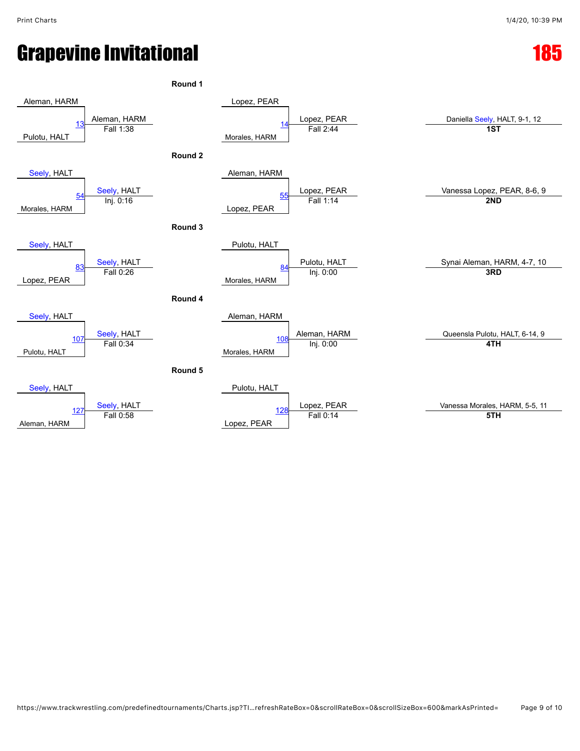# Grapevine Invitational

## 185

### Round 1

| Bout | Wrestler 1 | Wrestler 2 | Winner | Result |
|---|---|---|---|---|
| 13 | Aleman, HARM | Pulotu, HALT | Aleman, HARM | Fall 1:38 |
| 14 | Lopez, PEAR | Morales, HARM | Lopez, PEAR | Fall 2:44 |

### Round 2

| Bout | Wrestler 1 | Wrestler 2 | Winner | Result |
|---|---|---|---|---|
| 54 | Seely, HALT | Morales, HARM | Seely, HALT | Inj. 0:16 |
| 55 | Aleman, HARM | Lopez, PEAR | Lopez, PEAR | Fall 1:14 |

### Round 3

| Bout | Wrestler 1 | Wrestler 2 | Winner | Result |
|---|---|---|---|---|
| 83 | Seely, HALT | Lopez, PEAR | Seely, HALT | Fall 0:26 |
| 84 | Pulotu, HALT | Morales, HARM | Pulotu, HALT | Inj. 0:00 |

### Round 4

| Bout | Wrestler 1 | Wrestler 2 | Winner | Result |
|---|---|---|---|---|
| 107 | Seely, HALT | Pulotu, HALT | Seely, HALT | Fall 0:34 |
| 108 | Aleman, HARM | Morales, HARM | Aleman, HARM | Inj. 0:00 |

### Round 5

| Bout | Wrestler 1 | Wrestler 2 | Winner | Result |
|---|---|---|---|---|
| 127 | Seely, HALT | Aleman, HARM | Seely, HALT | Fall 0:58 |
| 128 | Pulotu, HALT | Lopez, PEAR | Lopez, PEAR | Fall 0:14 |

### Placements

| Place | Wrestler |
|---|---|
| 1ST | Daniella Seely, HALT, 9-1, 12 |
| 2ND | Vanessa Lopez, PEAR, 8-6, 9 |
| 3RD | Synai Aleman, HARM, 4-7, 10 |
| 4TH | Queensla Pulotu, HALT, 6-14, 9 |
| 5TH | Vanessa Morales, HARM, 5-5, 11 |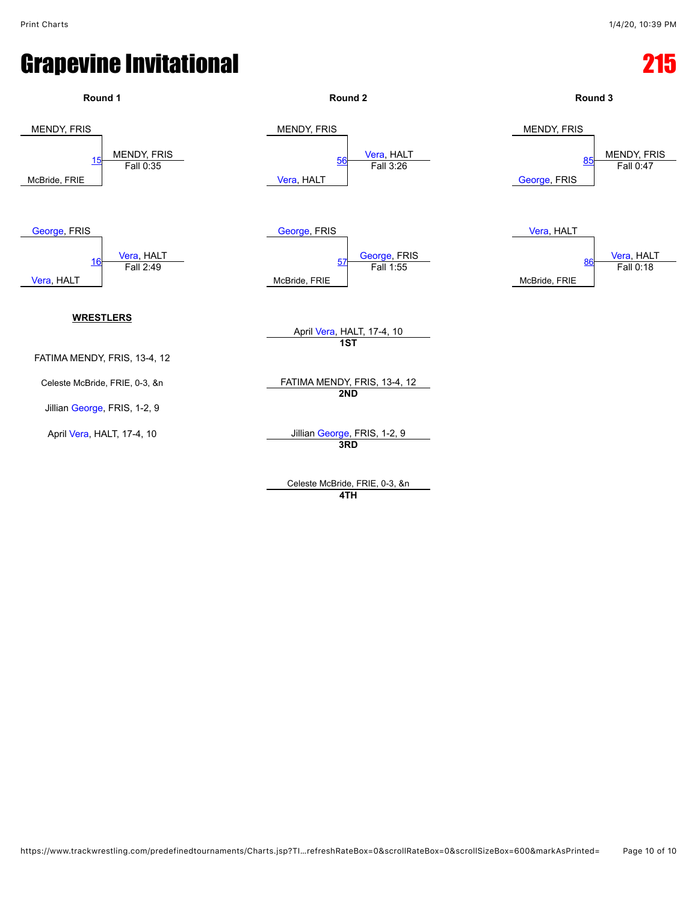# Grapevine Invitational

# 215

### Round 1

MENDY, FRIS
McBride, FRIE
15 — MENDY, FRIS — Fall 0:35

George, FRIS
Vera, HALT
16 — Vera, HALT — Fall 2:49

### Round 2

MENDY, FRIS
Vera, HALT
56 — Vera, HALT — Fall 3:26

George, FRIS
McBride, FRIE
57 — George, FRIS — Fall 1:55

### Round 3

MENDY, FRIS
George, FRIS
85 — MENDY, FRIS — Fall 0:47

Vera, HALT
McBride, FRIE
86 — Vera, HALT — Fall 0:18

**WRESTLERS**

FATIMA MENDY, FRIS, 13-4, 12

Celeste McBride, FRIE, 0-3, &n

Jillian George, FRIS, 1-2, 9

April Vera, HALT, 17-4, 10

April Vera, HALT, 17-4, 10
**1ST**

FATIMA MENDY, FRIS, 13-4, 12
**2ND**

Jillian George, FRIS, 1-2, 9
**3RD**

Celeste McBride, FRIE, 0-3, &n
**4TH**